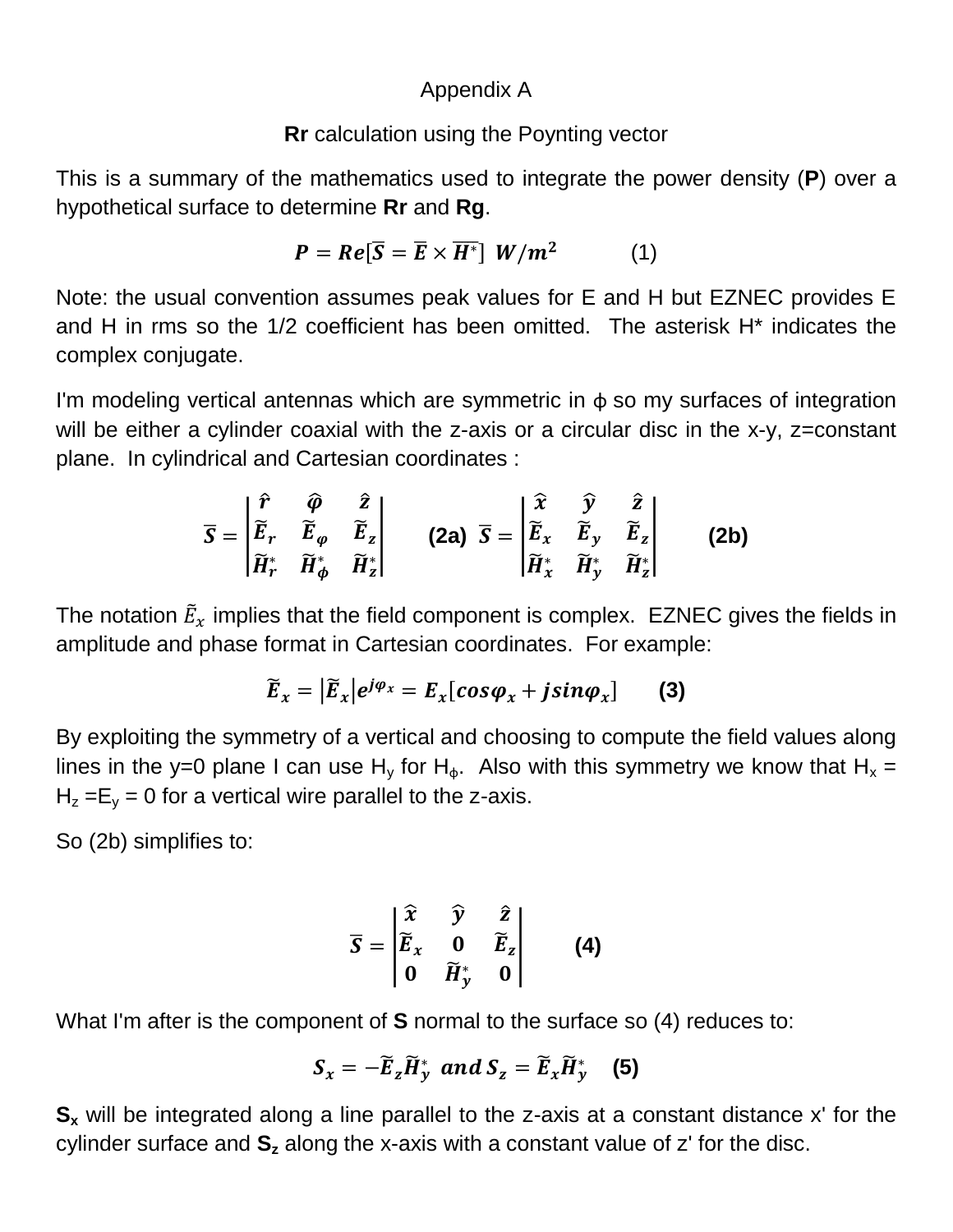Appendix A

**Rr** calculation using the Poynting vector

This is a summary of the mathematics used to integrate the power density (**P**) over a hypothetical surface to determine **Rr** and **Rg**.

$$\boldsymbol{P} = \boldsymbol{Re}[\overline{\boldsymbol{S}} = \overline{\boldsymbol{E}} \times \overline{\boldsymbol{H}^{*}}]\ \boldsymbol{W/m^2} \qquad (1)$$

Note: the usual convention assumes peak values for E and H but EZNEC provides E and H in rms so the 1/2 coefficient has been omitted. The asterisk H* indicates the complex conjugate.

I'm modeling vertical antennas which are symmetric in ϕ so my surfaces of integration will be either a cylinder coaxial with the z-axis or a circular disc in the x-y, z=constant plane. In cylindrical and Cartesian coordinates :

$$\overline{\boldsymbol{S}} = \begin{vmatrix} \hat{\boldsymbol{r}} & \hat{\boldsymbol{\varphi}} & \hat{\boldsymbol{z}} \\ \widetilde{\boldsymbol{E}}_{\boldsymbol{r}} & \widetilde{\boldsymbol{E}}_{\boldsymbol{\varphi}} & \widetilde{\boldsymbol{E}}_{\boldsymbol{z}} \\ \widetilde{\boldsymbol{H}}^{*}_{\boldsymbol{r}} & \widetilde{\boldsymbol{H}}^{*}_{\boldsymbol{\phi}} & \widetilde{\boldsymbol{H}}^{*}_{\boldsymbol{z}} \end{vmatrix} \quad \textbf{(2a)} \quad \overline{\boldsymbol{S}} = \begin{vmatrix} \hat{\boldsymbol{x}} & \hat{\boldsymbol{y}} & \hat{\boldsymbol{z}} \\ \widetilde{\boldsymbol{E}}_{\boldsymbol{x}} & \widetilde{\boldsymbol{E}}_{\boldsymbol{y}} & \widetilde{\boldsymbol{E}}_{\boldsymbol{z}} \\ \widetilde{\boldsymbol{H}}^{*}_{\boldsymbol{x}} & \widetilde{\boldsymbol{H}}^{*}_{\boldsymbol{y}} & \widetilde{\boldsymbol{H}}^{*}_{\boldsymbol{z}} \end{vmatrix} \quad \textbf{(2b)}$$

The notation $\tilde{E}_x$ implies that the field component is complex. EZNEC gives the fields in amplitude and phase format in Cartesian coordinates. For example:

$$\widetilde{\boldsymbol{E}}_{\boldsymbol{x}} = |\widetilde{\boldsymbol{E}}_{\boldsymbol{x}}| e^{\boldsymbol{j}\boldsymbol{\varphi}_{\boldsymbol{x}}} = \boldsymbol{E}_{\boldsymbol{x}}[\boldsymbol{cos\varphi}_{\boldsymbol{x}} + \boldsymbol{jsin\varphi}_{\boldsymbol{x}}] \qquad \textbf{(3)}$$

By exploiting the symmetry of a vertical and choosing to compute the field values along lines in the y=0 plane I can use $H_y$ for $H_\phi$. Also with this symmetry we know that $H_x = H_z = E_y = 0$ for a vertical wire parallel to the z-axis.

So (2b) simplifies to:

$$\overline{\boldsymbol{S}} = \begin{vmatrix} \hat{\boldsymbol{x}} & \hat{\boldsymbol{y}} & \hat{\boldsymbol{z}} \\ \widetilde{\boldsymbol{E}}_{\boldsymbol{x}} & \boldsymbol{0} & \widetilde{\boldsymbol{E}}_{\boldsymbol{z}} \\ \boldsymbol{0} & \widetilde{\boldsymbol{H}}^{*}_{\boldsymbol{y}} & \boldsymbol{0} \end{vmatrix} \qquad \textbf{(4)}$$

What I'm after is the component of **S** normal to the surface so (4) reduces to:

$$\boldsymbol{S}_{\boldsymbol{x}} = -\widetilde{\boldsymbol{E}}_{\boldsymbol{z}}\widetilde{\boldsymbol{H}}^{*}_{\boldsymbol{y}}\ \ \boldsymbol{and}\ \boldsymbol{S}_{\boldsymbol{z}} = \widetilde{\boldsymbol{E}}_{\boldsymbol{x}}\widetilde{\boldsymbol{H}}^{*}_{\boldsymbol{y}} \quad \textbf{(5)}$$

$\mathbf{S_x}$ will be integrated along a line parallel to the z-axis at a constant distance x' for the cylinder surface and $\mathbf{S_z}$ along the x-axis with a constant value of z' for the disc.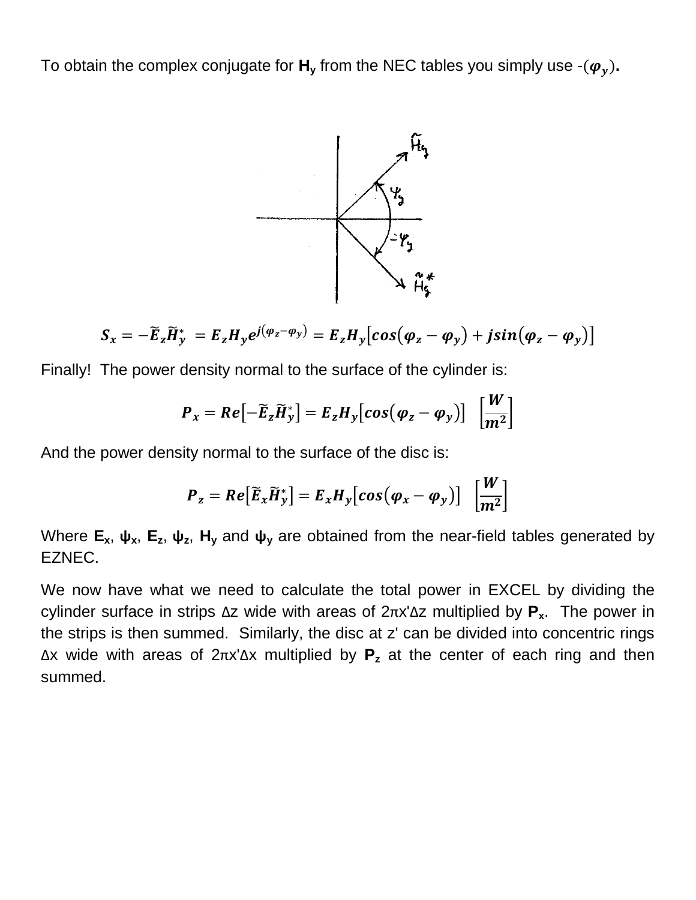To obtain the complex conjugate for **H$_y$** from the NEC tables you simply use -($\boldsymbol{\varphi_y}$).

$\tilde{H}_y$

$\psi_y$

$-\psi_y$

$\tilde{H}_y^*$

$$S_x = -\tilde{E}_z\tilde{H}_y^* = E_zH_ye^{j(\varphi_z-\varphi_y)} = E_zH_y\left[\cos\left(\varphi_z-\varphi_y\right)+j\sin\left(\varphi_z-\varphi_y\right)\right]$$

Finally! The power density normal to the surface of the cylinder is:

$$P_x = Re\left[-\tilde{E}_z\tilde{H}_y^*\right] = E_zH_y\left[\cos\left(\varphi_z-\varphi_y\right)\right] \quad \left[\frac{W}{m^2}\right]$$

And the power density normal to the surface of the disc is:

$$P_z = Re\left[\tilde{E}_x\tilde{H}_y^*\right] = E_xH_y\left[\cos\left(\varphi_x-\varphi_y\right)\right] \quad \left[\frac{W}{m^2}\right]$$

Where **E$_x$**, **ψ$_x$**, **E$_z$**, **ψ$_z$**, **H$_y$** and **ψ$_y$** are obtained from the near-field tables generated by EZNEC.

We now have what we need to calculate the total power in EXCEL by dividing the cylinder surface in strips Δz wide with areas of 2πx'Δz multiplied by **P$_x$**. The power in the strips is then summed. Similarly, the disc at z' can be divided into concentric rings Δx wide with areas of 2πx'Δx multiplied by **P$_z$** at the center of each ring and then summed.